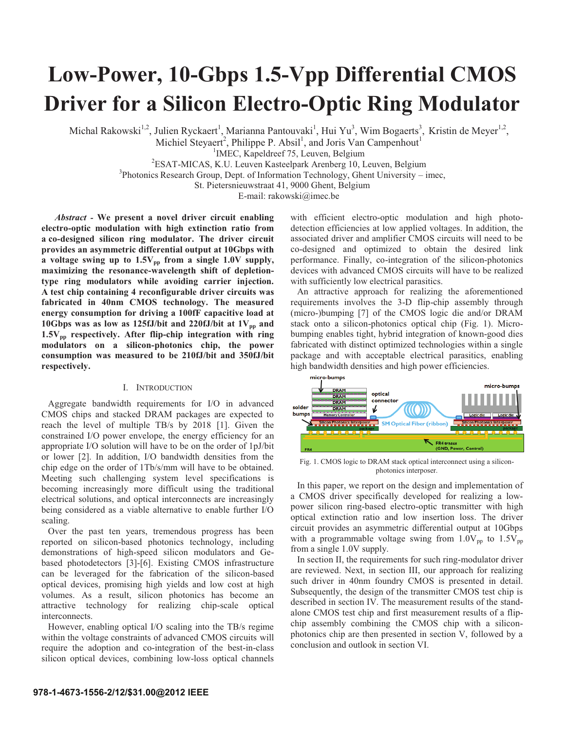# Low-Power, 10-Gbps 1.5-Vpp Differential CMOS Driver for a Silicon Electro-Optic Ring Modulator

Michal Rakowski[1,2], Julien Ryckaert[1], Marianna Pantouvaki[1], Hui Yu[3], Wim Bogaerts[3], Kristin de Meyer[1,2], Michiel Steyaert[2], Philippe P. Absil[1], and Joris Van Campenhout[1]

[1]IMEC, Kapeldreef 75, Leuven, Belgium

[2]ESAT-MICAS, K.U. Leuven Kasteelpark Arenberg 10, Leuven, Belgium

[3]Photonics Research Group, Dept. of Information Technology, Ghent University – imec, St. Pietersnieuwstraat 41, 9000 Ghent, Belgium

E-mail: rakowski@imec.be

***Abstract* - We present a novel driver circuit enabling electro-optic modulation with high extinction ratio from a co-designed silicon ring modulator. The driver circuit provides an asymmetric differential output at 10Gbps with a voltage swing up to 1.5V$_{pp}$ from a single 1.0V supply, maximizing the resonance-wavelength shift of depletion-type ring modulators while avoiding carrier injection. A test chip containing 4 reconfigurable driver circuits was fabricated in 40nm CMOS technology. The measured energy consumption for driving a 100fF capacitive load at 10Gbps was as low as 125fJ/bit and 220fJ/bit at 1V$_{pp}$ and 1.5V$_{pp}$ respectively. After flip-chip integration with ring modulators on a silicon-photonics chip, the power consumption was measured to be 210fJ/bit and 350fJ/bit respectively.**

## I. Introduction

Aggregate bandwidth requirements for I/O in advanced CMOS chips and stacked DRAM packages are expected to reach the level of multiple TB/s by 2018 [1]. Given the constrained I/O power envelope, the energy efficiency for an appropriate I/O solution will have to be on the order of 1pJ/bit or lower [2]. In addition, I/O bandwidth densities from the chip edge on the order of 1Tb/s/mm will have to be obtained. Meeting such challenging system level specifications is becoming increasingly more difficult using the traditional electrical solutions, and optical interconnects are increasingly being considered as a viable alternative to enable further I/O scaling.

Over the past ten years, tremendous progress has been reported on silicon-based photonics technology, including demonstrations of high-speed silicon modulators and Ge-based photodetectors [3]-[6]. Existing CMOS infrastructure can be leveraged for the fabrication of the silicon-based optical devices, promising high yields and low cost at high volumes. As a result, silicon photonics has become an attractive technology for realizing chip-scale optical interconnects.

However, enabling optical I/O scaling into the TB/s regime within the voltage constraints of advanced CMOS circuits will require the adoption and co-integration of the best-in-class silicon optical devices, combining low-loss optical channels with efficient electro-optic modulation and high photo-detection efficiencies at low applied voltages. In addition, the associated driver and amplifier CMOS circuits will need to be co-designed and optimized to obtain the desired link performance. Finally, co-integration of the silicon-photonics devices with advanced CMOS circuits will have to be realized with sufficiently low electrical parasitics.

An attractive approach for realizing the aforementioned requirements involves the 3-D flip-chip assembly through (micro-)bumping [7] of the CMOS logic die and/or DRAM stack onto a silicon-photonics optical chip (Fig. 1). Micro-bumping enables tight, hybrid integration of known-good dies fabricated with distinct optimized technologies within a single package and with acceptable electrical parasitics, enabling high bandwidth densities and high power efficiencies.

Fig. 1. CMOS logic to DRAM stack optical interconnect using a silicon-photonics interposer.

In this paper, we report on the design and implementation of a CMOS driver specifically developed for realizing a low-power silicon ring-based electro-optic transmitter with high optical extinction ratio and low insertion loss. The driver circuit provides an asymmetric differential output at 10Gbps with a programmable voltage swing from 1.0V$_{pp}$ to 1.5V$_{pp}$ from a single 1.0V supply.

In section II, the requirements for such ring-modulator driver are reviewed. Next, in section III, our approach for realizing such driver in 40nm foundry CMOS is presented in detail. Subsequently, the design of the transmitter CMOS test chip is described in section IV. The measurement results of the stand-alone CMOS test chip and first measurement results of a flip-chip assembly combining the CMOS chip with a silicon-photonics chip are then presented in section V, followed by a conclusion and outlook in section VI.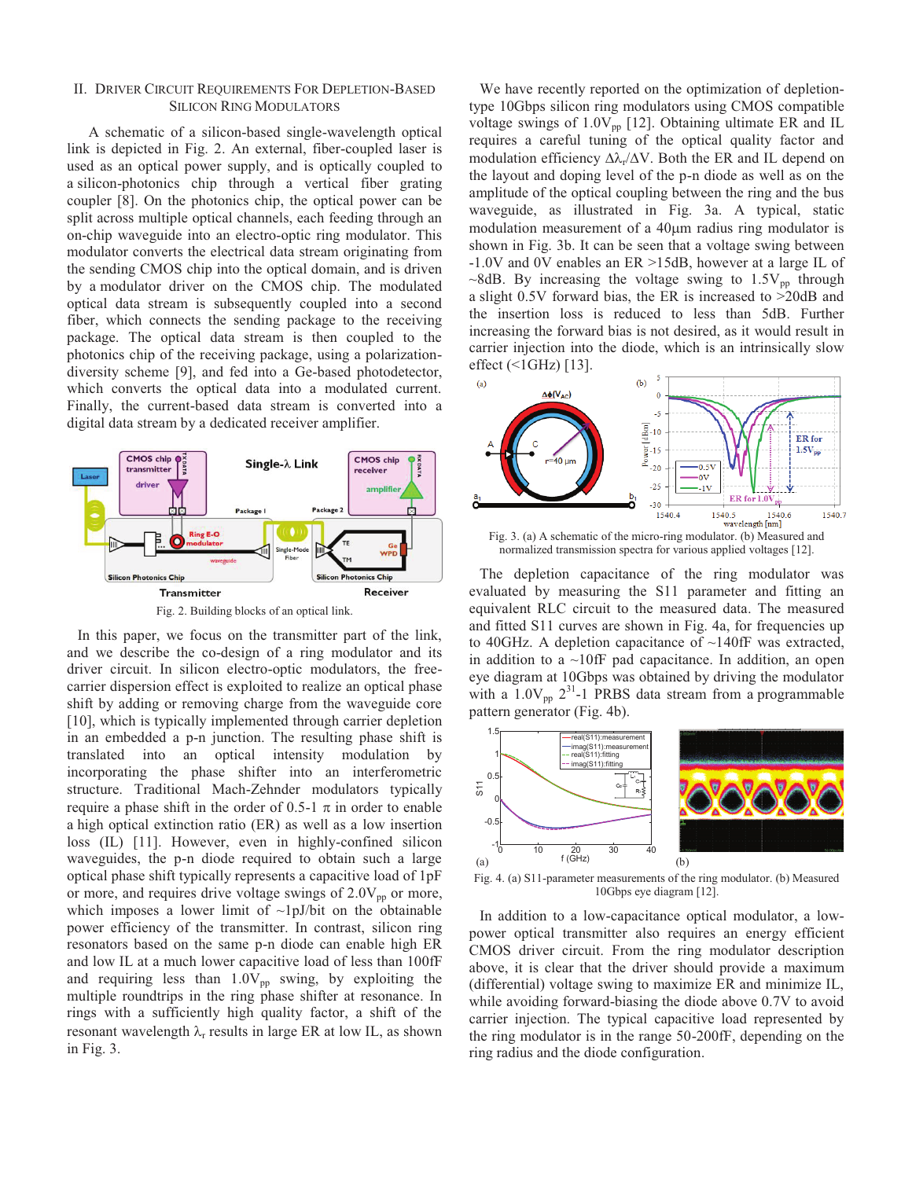## II. Driver Circuit Requirements For Depletion-Based Silicon Ring Modulators

A schematic of a silicon-based single-wavelength optical link is depicted in Fig. 2. An external, fiber-coupled laser is used as an optical power supply, and is optically coupled to a silicon-photonics chip through a vertical fiber grating coupler [8]. On the photonics chip, the optical power can be split across multiple optical channels, each feeding through an on-chip waveguide into an electro-optic ring modulator. This modulator converts the electrical data stream originating from the sending CMOS chip into the optical domain, and is driven by a modulator driver on the CMOS chip. The modulated optical data stream is subsequently coupled into a second fiber, which connects the sending package to the receiving package. The optical data stream is then coupled to the photonics chip of the receiving package, using a polarization-diversity scheme [9], and fed into a Ge-based photodetector, which converts the optical data into a modulated current. Finally, the current-based data stream is converted into a digital data stream by a dedicated receiver amplifier.

Fig. 2. Building blocks of an optical link.

In this paper, we focus on the transmitter part of the link, and we describe the co-design of a ring modulator and its driver circuit. In silicon electro-optic modulators, the free-carrier dispersion effect is exploited to realize an optical phase shift by adding or removing charge from the waveguide core [10], which is typically implemented through carrier depletion in an embedded a p-n junction. The resulting phase shift is translated into an optical intensity modulation by incorporating the phase shifter into an interferometric structure. Traditional Mach-Zehnder modulators typically require a phase shift in the order of 0.5-1 $\pi$ in order to enable a high optical extinction ratio (ER) as well as a low insertion loss (IL) [11]. However, even in highly-confined silicon waveguides, the p-n diode required to obtain such a large optical phase shift typically represents a capacitive load of 1pF or more, and requires drive voltage swings of $2.0V_{pp}$ or more, which imposes a lower limit of ~1pJ/bit on the obtainable power efficiency of the transmitter. In contrast, silicon ring resonators based on the same p-n diode can enable high ER and low IL at a much lower capacitive load of less than 100fF and requiring less than $1.0V_{pp}$ swing, by exploiting the multiple roundtrips in the ring phase shifter at resonance. In rings with a sufficiently high quality factor, a shift of the resonant wavelength $\lambda_r$ results in large ER at low IL, as shown in Fig. 3.

We have recently reported on the optimization of depletion-type 10Gbps silicon ring modulators using CMOS compatible voltage swings of $1.0V_{pp}$ [12]. Obtaining ultimate ER and IL requires a careful tuning of the optical quality factor and modulation efficiency $\Delta\lambda_r/\Delta V$. Both the ER and IL depend on the layout and doping level of the p-n diode as well as on the amplitude of the optical coupling between the ring and the bus waveguide, as illustrated in Fig. 3a. A typical, static modulation measurement of a 40µm radius ring modulator is shown in Fig. 3b. It can be seen that a voltage swing between -1.0V and 0V enables an ER >15dB, however at a large IL of ~8dB. By increasing the voltage swing to $1.5V_{pp}$ through a slight 0.5V forward bias, the ER is increased to >20dB and the insertion loss is reduced to less than 5dB. Further increasing the forward bias is not desired, as it would result in carrier injection into the diode, which is an intrinsically slow effect (<1GHz) [13].

Fig. 3. (a) A schematic of the micro-ring modulator. (b) Measured and normalized transmission spectra for various applied voltages [12].

The depletion capacitance of the ring modulator was evaluated by measuring the S11 parameter and fitting an equivalent RLC circuit to the measured data. The measured and fitted S11 curves are shown in Fig. 4a, for frequencies up to 40GHz. A depletion capacitance of ~140fF was extracted, in addition to a ~10fF pad capacitance. In addition, an open eye diagram at 10Gbps was obtained by driving the modulator with a $1.0V_{pp}$ $2^{31}$-1 PRBS data stream from a programmable pattern generator (Fig. 4b).

Fig. 4. (a) S11-parameter measurements of the ring modulator. (b) Measured 10Gbps eye diagram [12].

In addition to a low-capacitance optical modulator, a low-power optical transmitter also requires an energy efficient CMOS driver circuit. From the ring modulator description above, it is clear that the driver should provide a maximum (differential) voltage swing to maximize ER and minimize IL, while avoiding forward-biasing the diode above 0.7V to avoid carrier injection. The typical capacitive load represented by the ring modulator is in the range 50-200fF, depending on the ring radius and the diode configuration.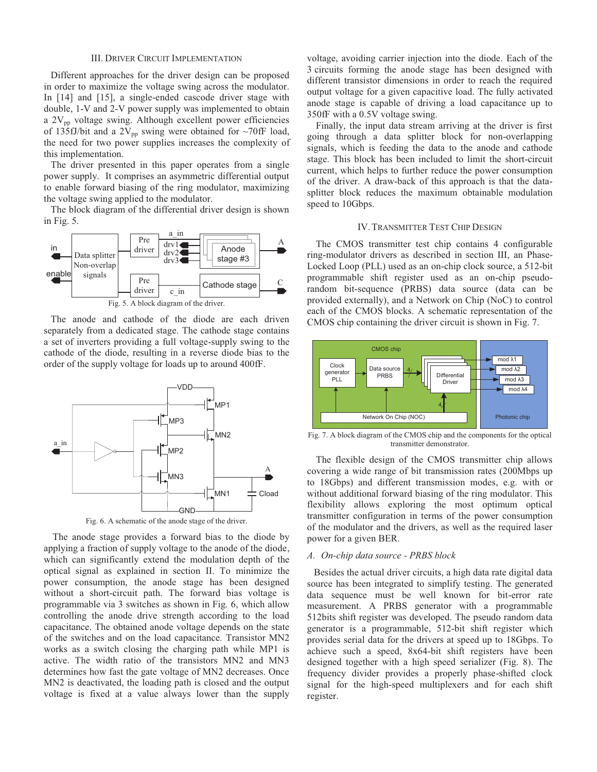## III. Driver Circuit Implementation

Different approaches for the driver design can be proposed in order to maximize the voltage swing across the modulator. In [14] and [15], a single-ended cascode driver stage with double, 1-V and 2-V power supply was implemented to obtain a $2V_{pp}$ voltage swing. Although excellent power efficiencies of 135fJ/bit and a $2V_{pp}$ swing were obtained for ~70fF load, the need for two power supplies increases the complexity of this implementation.

The driver presented in this paper operates from a single power supply. It comprises an asymmetric differential output to enable forward biasing of the ring modulator, maximizing the voltage swing applied to the modulator.

The block diagram of the differential driver design is shown in Fig. 5.

Fig. 5. A block diagram of the driver.

The anode and cathode of the diode are each driven separately from a dedicated stage. The cathode stage contains a set of inverters providing a full voltage-supply swing to the cathode of the diode, resulting in a reverse diode bias to the order of the supply voltage for loads up to around 400fF.

Fig. 6. A schematic of the anode stage of the driver.

The anode stage provides a forward bias to the diode by applying a fraction of supply voltage to the anode of the diode, which can significantly extend the modulation depth of the optical signal as explained in section II. To minimize the power consumption, the anode stage has been designed without a short-circuit path. The forward bias voltage is programmable via 3 switches as shown in Fig. 6, which allow controlling the anode drive strength according to the load capacitance. The obtained anode voltage depends on the state of the switches and on the load capacitance. Transistor MN2 works as a switch closing the charging path while MP1 is active. The width ratio of the transistors MN2 and MN3 determines how fast the gate voltage of MN2 decreases. Once MN2 is deactivated, the loading path is closed and the output voltage is fixed at a value always lower than the supply voltage, avoiding carrier injection into the diode. Each of the 3 circuits forming the anode stage has been designed with different transistor dimensions in order to reach the required output voltage for a given capacitive load. The fully activated anode stage is capable of driving a load capacitance up to 350fF with a 0.5V voltage swing.

Finally, the input data stream arriving at the driver is first going through a data splitter block for non-overlapping signals, which is feeding the data to the anode and cathode stage. This block has been included to limit the short-circuit current, which helps to further reduce the power consumption of the driver. A draw-back of this approach is that the data-splitter block reduces the maximum obtainable modulation speed to 10Gbps.

## IV. Transmitter Test Chip Design

The CMOS transmitter test chip contains 4 configurable ring-modulator drivers as described in section III, an Phase-Locked Loop (PLL) used as an on-chip clock source, a 512-bit programmable shift register used as an on-chip pseudo-random bit-sequence (PRBS) data source (data can be provided externally), and a Network on Chip (NoC) to control each of the CMOS blocks. A schematic representation of the CMOS chip containing the driver circuit is shown in Fig. 7.

Fig. 7. A block diagram of the CMOS chip and the components for the optical transmitter demonstrator.

The flexible design of the CMOS transmitter chip allows covering a wide range of bit transmission rates (200Mbps up to 18Gbps) and different transmission modes, e.g. with or without additional forward biasing of the ring modulator. This flexibility allows exploring the most optimum optical transmitter configuration in terms of the power consumption of the modulator and the drivers, as well as the required laser power for a given BER.

### A. *On-chip data source - PRBS block*

Besides the actual driver circuits, a high data rate digital data source has been integrated to simplify testing. The generated data sequence must be well known for bit-error rate measurement. A PRBS generator with a programmable 512bits shift register was developed. The pseudo random data generator is a programmable, 512-bit shift register which provides serial data for the drivers at speed up to 18Gbps. To achieve such a speed, 8x64-bit shift registers have been designed together with a high speed serializer (Fig. 8). The frequency divider provides a properly phase-shifted clock signal for the high-speed multiplexers and for each shift register.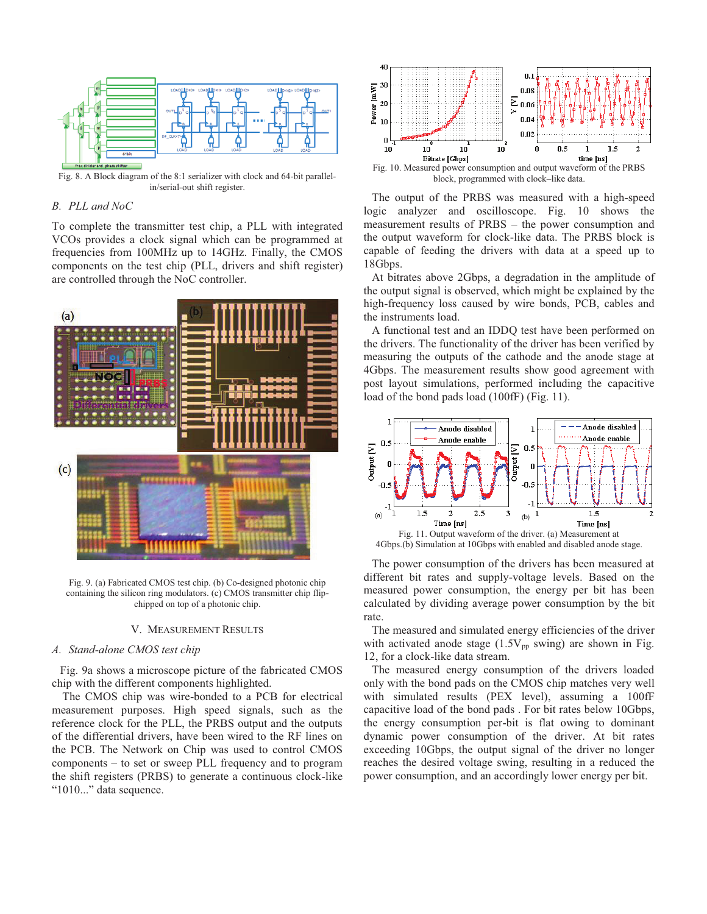Fig. 8. A Block diagram of the 8:1 serializer with clock and 64-bit parallel-in/serial-out shift register.

### B. PLL and NoC

To complete the transmitter test chip, a PLL with integrated VCOs provides a clock signal which can be programmed at frequencies from 100MHz up to 14GHz. Finally, the CMOS components on the test chip (PLL, drivers and shift register) are controlled through the NoC controller.

Fig. 9. (a) Fabricated CMOS test chip. (b) Co-designed photonic chip containing the silicon ring modulators. (c) CMOS transmitter chip flip-chipped on top of a photonic chip.

## V. Measurement Results

### A. Stand-alone CMOS test chip

Fig. 9a shows a microscope picture of the fabricated CMOS chip with the different components highlighted.

The CMOS chip was wire-bonded to a PCB for electrical measurement purposes. High speed signals, such as the reference clock for the PLL, the PRBS output and the outputs of the differential drivers, have been wired to the RF lines on the PCB. The Network on Chip was used to control CMOS components – to set or sweep PLL frequency and to program the shift registers (PRBS) to generate a continuous clock-like "1010..." data sequence.

Fig. 10. Measured power consumption and output waveform of the PRBS block, programmed with clock–like data.

The output of the PRBS was measured with a high-speed logic analyzer and oscilloscope. Fig. 10 shows the measurement results of PRBS – the power consumption and the output waveform for clock-like data. The PRBS block is capable of feeding the drivers with data at a speed up to 18Gbps.

At bitrates above 2Gbps, a degradation in the amplitude of the output signal is observed, which might be explained by the high-frequency loss caused by wire bonds, PCB, cables and the instruments load.

A functional test and an IDDQ test have been performed on the drivers. The functionality of the driver has been verified by measuring the outputs of the cathode and the anode stage at 4Gbps. The measurement results show good agreement with post layout simulations, performed including the capacitive load of the bond pads load (100fF) (Fig. 11).

Fig. 11. Output waveform of the driver. (a) Measurement at 4Gbps.(b) Simulation at 10Gbps with enabled and disabled anode stage.

The power consumption of the drivers has been measured at different bit rates and supply-voltage levels. Based on the measured power consumption, the energy per bit has been calculated by dividing average power consumption by the bit rate.

The measured and simulated energy efficiencies of the driver with activated anode stage ($1.5V_{pp}$ swing) are shown in Fig. 12, for a clock-like data stream.

The measured energy consumption of the drivers loaded only with the bond pads on the CMOS chip matches very well with simulated results (PEX level), assuming a 100fF capacitive load of the bond pads . For bit rates below 10Gbps, the energy consumption per-bit is flat owing to dominant dynamic power consumption of the driver. At bit rates exceeding 10Gbps, the output signal of the driver no longer reaches the desired voltage swing, resulting in a reduced the power consumption, and an accordingly lower energy per bit.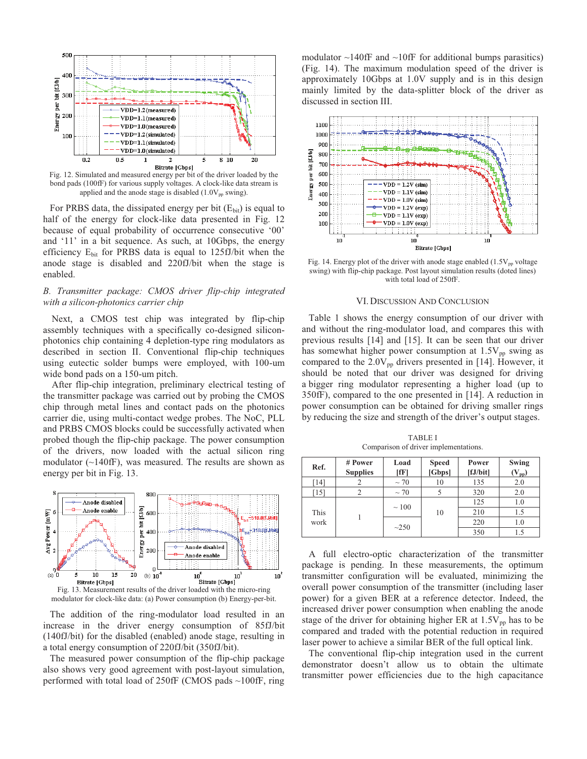Fig. 12. Simulated and measured energy per bit of the driver loaded by the bond pads (100fF) for various supply voltages. A clock-like data stream is applied and the anode stage is disabled ($1.0V_{pp}$ swing).

For PRBS data, the dissipated energy per bit ($E_{bit}$) is equal to half of the energy for clock-like data presented in Fig. 12 because of equal probability of occurrence consecutive '00' and '11' in a bit sequence. As such, at 10Gbps, the energy efficiency $E_{bit}$ for PRBS data is equal to 125fJ/bit when the anode stage is disabled and 220fJ/bit when the stage is enabled.

### *B. Transmitter package: CMOS driver flip-chip integrated with a silicon-photonics carrier chip*

Next, a CMOS test chip was integrated by flip-chip assembly techniques with a specifically co-designed silicon-photonics chip containing 4 depletion-type ring modulators as described in section II. Conventional flip-chip techniques using eutectic solder bumps were employed, with 100-um wide bond pads on a 150-um pitch.

After flip-chip integration, preliminary electrical testing of the transmitter package was carried out by probing the CMOS chip through metal lines and contact pads on the photonics carrier die, using multi-contact wedge probes. The NoC, PLL and PRBS CMOS blocks could be successfully activated when probed though the flip-chip package. The power consumption of the drivers, now loaded with the actual silicon ring modulator (~140fF), was measured. The results are shown as energy per bit in Fig. 13.

Fig. 13. Measurement results of the driver loaded with the micro-ring modulator for clock-like data: (a) Power consumption (b) Energy-per-bit.

The addition of the ring-modulator load resulted in an increase in the driver energy consumption of 85fJ/bit (140fJ/bit) for the disabled (enabled) anode stage, resulting in a total energy consumption of 220fJ/bit (350fJ/bit).

The measured power consumption of the flip-chip package also shows very good agreement with post-layout simulation, performed with total load of 250fF (CMOS pads ~100fF, ring modulator ~140fF and ~10fF for additional bumps parasitics) (Fig. 14). The maximum modulation speed of the driver is approximately 10Gbps at 1.0V supply and is in this design mainly limited by the data-splitter block of the driver as discussed in section III.

Fig. 14. Energy plot of the driver with anode stage enabled ($1.5V_{pp}$ voltage swing) with flip-chip package. Post layout simulation results (doted lines) with total load of 250fF.

## VI. Discussion And Conclusion

Table 1 shows the energy consumption of our driver with and without the ring-modulator load, and compares this with previous results [14] and [15]. It can be seen that our driver has somewhat higher power consumption at $1.5V_{pp}$ swing as compared to the $2.0V_{pp}$ drivers presented in [14]. However, it should be noted that our driver was designed for driving a bigger ring modulator representing a higher load (up to 350fF), compared to the one presented in [14]. A reduction in power consumption can be obtained for driving smaller rings by reducing the size and strength of the driver's output stages.

TABLE I
Comparison of driver implementations.

| Ref. | # Power Supplies | Load [fF] | Speed [Gbps] | Power [fJ/bit] | Swing ($V_{pp}$) |
|---|---|---|---|---|---|
| [14] | 2 | ~ 70 | 10 | 135 | 2.0 |
| [15] | 2 | ~ 70 | 5 | 320 | 2.0 |
| This work | 1 | ~ 100 | 10 | 125 | 1.0 |
| | | | | 210 | 1.5 |
| | | ~250 | | 220 | 1.0 |
| | | | | 350 | 1.5 |

A full electro-optic characterization of the transmitter package is pending. In these measurements, the optimum transmitter configuration will be evaluated, minimizing the overall power consumption of the transmitter (including laser power) for a given BER at a reference detector. Indeed, the increased driver power consumption when enabling the anode stage of the driver for obtaining higher ER at $1.5V_{pp}$ has to be compared and traded with the potential reduction in required laser power to achieve a similar BER of the full optical link.

The conventional flip-chip integration used in the current demonstrator doesn't allow us to obtain the ultimate transmitter power efficiencies due to the high capacitance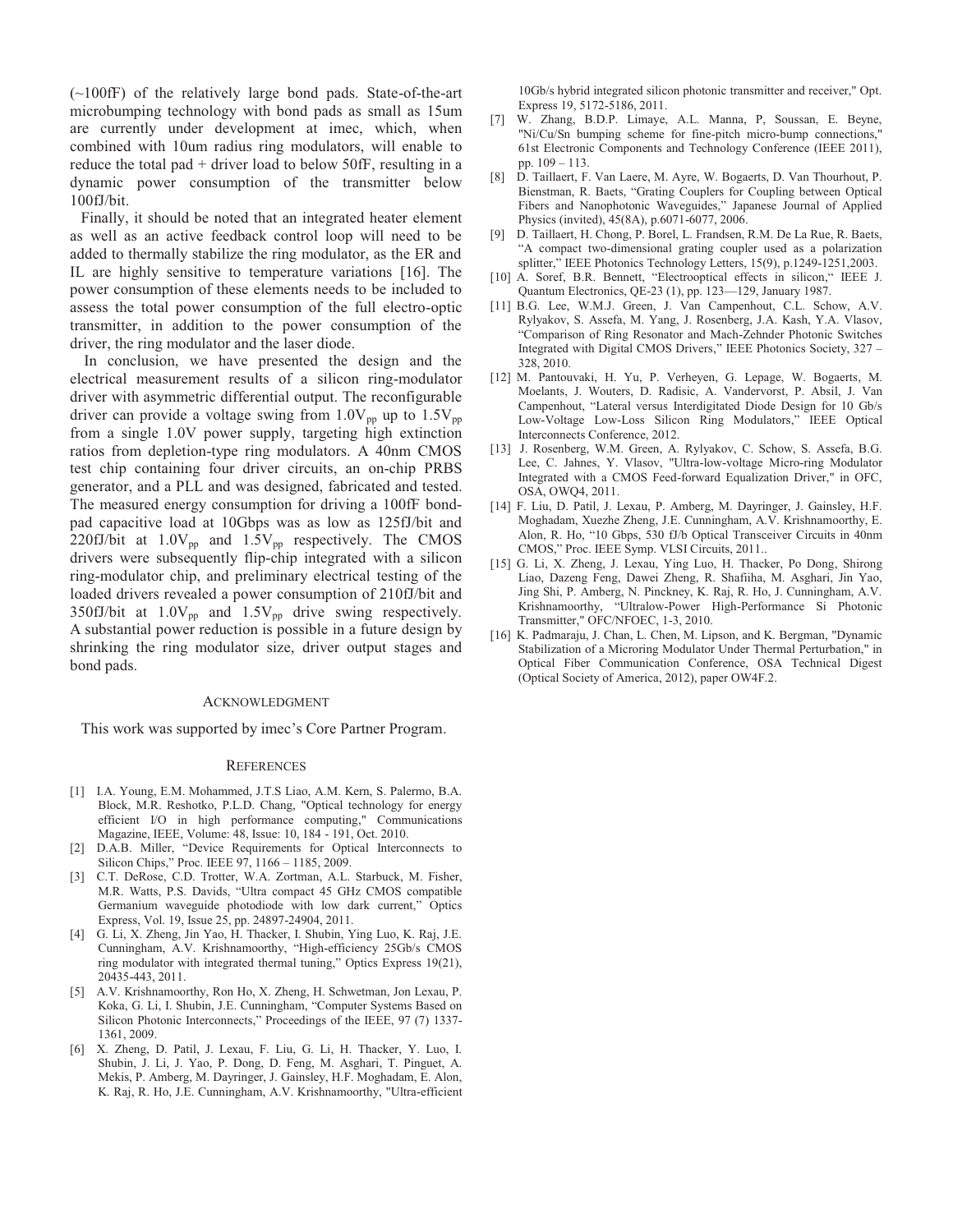(~100fF) of the relatively large bond pads. State-of-the-art microbumping technology with bond pads as small as 15um are currently under development at imec, which, when combined with 10um radius ring modulators, will enable to reduce the total pad + driver load to below 50fF, resulting in a dynamic power consumption of the transmitter below 100fJ/bit.

Finally, it should be noted that an integrated heater element as well as an active feedback control loop will need to be added to thermally stabilize the ring modulator, as the ER and IL are highly sensitive to temperature variations [16]. The power consumption of these elements needs to be included to assess the total power consumption of the full electro-optic transmitter, in addition to the power consumption of the driver, the ring modulator and the laser diode.

In conclusion, we have presented the design and the electrical measurement results of a silicon ring-modulator driver with asymmetric differential output. The reconfigurable driver can provide a voltage swing from $1.0V_{pp}$ up to $1.5V_{pp}$ from a single 1.0V power supply, targeting high extinction ratios from depletion-type ring modulators. A 40nm CMOS test chip containing four driver circuits, an on-chip PRBS generator, and a PLL and was designed, fabricated and tested. The measured energy consumption for driving a 100fF bond-pad capacitive load at 10Gbps was as low as 125fJ/bit and 220fJ/bit at $1.0V_{pp}$ and $1.5V_{pp}$ respectively. The CMOS drivers were subsequently flip-chip integrated with a silicon ring-modulator chip, and preliminary electrical testing of the loaded drivers revealed a power consumption of 210fJ/bit and 350fJ/bit at $1.0V_{pp}$ and $1.5V_{pp}$ drive swing respectively. A substantial power reduction is possible in a future design by shrinking the ring modulator size, driver output stages and bond pads.

## ACKNOWLEDGMENT

This work was supported by imec's Core Partner Program.

## REFERENCES

[1] I.A. Young, E.M. Mohammed, J.T.S Liao, A.M. Kern, S. Palermo, B.A. Block, M.R. Reshotko, P.L.D. Chang, "Optical technology for energy efficient I/O in high performance computing," Communications Magazine, IEEE, Volume: 48, Issue: 10, 184 - 191, Oct. 2010.

[2] D.A.B. Miller, "Device Requirements for Optical Interconnects to Silicon Chips," Proc. IEEE 97, 1166 – 1185, 2009.

[3] C.T. DeRose, C.D. Trotter, W.A. Zortman, A.L. Starbuck, M. Fisher, M.R. Watts, P.S. Davids, "Ultra compact 45 GHz CMOS compatible Germanium waveguide photodiode with low dark current," Optics Express, Vol. 19, Issue 25, pp. 24897-24904, 2011.

[4] G. Li, X. Zheng, Jin Yao, H. Thacker, I. Shubin, Ying Luo, K. Raj, J.E. Cunningham, A.V. Krishnamoorthy, "High-efficiency 25Gb/s CMOS ring modulator with integrated thermal tuning," Optics Express 19(21), 20435-443, 2011.

[5] A.V. Krishnamoorthy, Ron Ho, X. Zheng, H. Schwetman, Jon Lexau, P. Koka, G. Li, I. Shubin, J.E. Cunningham, "Computer Systems Based on Silicon Photonic Interconnects," Proceedings of the IEEE, 97 (7) 1337-1361, 2009.

[6] X. Zheng, D. Patil, J. Lexau, F. Liu, G. Li, H. Thacker, Y. Luo, I. Shubin, J. Li, J. Yao, P. Dong, D. Feng, M. Asghari, T. Pinguet, A. Mekis, P. Amberg, M. Dayringer, J. Gainsley, H.F. Moghadam, E. Alon, K. Raj, R. Ho, J.E. Cunningham, A.V. Krishnamoorthy, "Ultra-efficient 10Gb/s hybrid integrated silicon photonic transmitter and receiver," Opt. Express 19, 5172-5186, 2011.

[7] W. Zhang, B.D.P. Limaye, A.L. Manna, P, Soussan, E. Beyne, "Ni/Cu/Sn bumping scheme for fine-pitch micro-bump connections," 61st Electronic Components and Technology Conference (IEEE 2011), pp. 109 – 113.

[8] D. Taillaert, F. Van Laere, M. Ayre, W. Bogaerts, D. Van Thourhout, P. Bienstman, R. Baets, "Grating Couplers for Coupling between Optical Fibers and Nanophotonic Waveguides," Japanese Journal of Applied Physics (invited), 45(8A), p.6071-6077, 2006.

[9] D. Taillaert, H. Chong, P. Borel, L. Frandsen, R.M. De La Rue, R. Baets, "A compact two-dimensional grating coupler used as a polarization splitter," IEEE Photonics Technology Letters, 15(9), p.1249-1251,2003.

[10] A. Soref, B.R. Bennett, "Electrooptical effects in silicon," IEEE J. Quantum Electronics, QE-23 (1), pp. 123—129, January 1987.

[11] B.G. Lee, W.M.J. Green, J. Van Campenhout, C.L. Schow, A.V. Rylyakov, S. Assefa, M. Yang, J. Rosenberg, J.A. Kash, Y.A. Vlasov, "Comparison of Ring Resonator and Mach-Zehnder Photonic Switches Integrated with Digital CMOS Drivers," IEEE Photonics Society, 327 – 328, 2010.

[12] M. Pantouvaki, H. Yu, P. Verheyen, G. Lepage, W. Bogaerts, M. Moelants, J. Wouters, D. Radisic, A. Vandervorst, P. Absil, J. Van Campenhout, "Lateral versus Interdigitated Diode Design for 10 Gb/s Low-Voltage Low-Loss Silicon Ring Modulators," IEEE Optical Interconnects Conference, 2012.

[13] J. Rosenberg, W.M. Green, A. Rylyakov, C. Schow, S. Assefa, B.G. Lee, C. Jahnes, Y. Vlasov, "Ultra-low-voltage Micro-ring Modulator Integrated with a CMOS Feed-forward Equalization Driver," in OFC, OSA, OWQ4, 2011.

[14] F. Liu, D. Patil, J. Lexau, P. Amberg, M. Dayringer, J. Gainsley, H.F. Moghadam, Xuezhe Zheng, J.E. Cunningham, A.V. Krishnamoorthy, E. Alon, R. Ho, "10 Gbps, 530 fJ/b Optical Transceiver Circuits in 40nm CMOS," Proc. IEEE Symp. VLSI Circuits, 2011..

[15] G. Li, X. Zheng, J. Lexau, Ying Luo, H. Thacker, Po Dong, Shirong Liao, Dazeng Feng, Dawei Zheng, R. Shafiiha, M. Asghari, Jin Yao, Jing Shi, P. Amberg, N. Pinckney, K. Raj, R. Ho, J. Cunningham, A.V. Krishnamoorthy, "Ultralow-Power High-Performance Si Photonic Transmitter," OFC/NFOEC, 1-3, 2010.

[16] K. Padmaraju, J. Chan, L. Chen, M. Lipson, and K. Bergman, "Dynamic Stabilization of a Microring Modulator Under Thermal Perturbation," in Optical Fiber Communication Conference, OSA Technical Digest (Optical Society of America, 2012), paper OW4F.2.